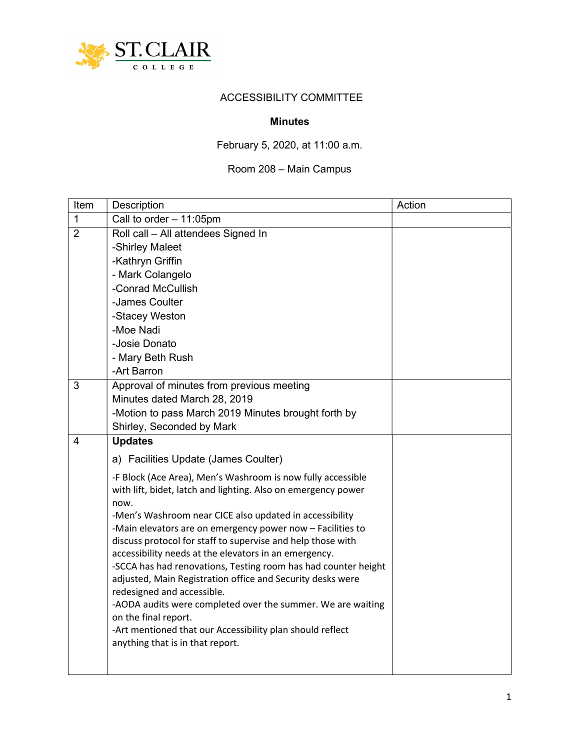ST. CLAIR COLLEGE

ACCESSIBILITY COMMITTEE

**Minutes**

February 5, 2020, at 11:00 a.m.

Room 208 – Main Campus

| Item | Description | Action |
|---|---|---|
| 1 | Call to order – 11:05pm | |
| 2 | Roll call – All attendees Signed In<br>-Shirley Maleet<br>-Kathryn Griffin<br>- Mark Colangelo<br>-Conrad McCullish<br>-James Coulter<br>-Stacey Weston<br>-Moe Nadi<br>-Josie Donato<br>- Mary Beth Rush<br>-Art Barron | |
| 3 | Approval of minutes from previous meeting<br>Minutes dated March 28, 2019<br>-Motion to pass March 2019 Minutes brought forth by Shirley, Seconded by Mark | |
| 4 | **Updates**<br>a) Facilities Update (James Coulter)<br>-F Block (Ace Area), Men's Washroom is now fully accessible with lift, bidet, latch and lighting. Also on emergency power now.<br>-Men's Washroom near CICE also updated in accessibility<br>-Main elevators are on emergency power now – Facilities to discuss protocol for staff to supervise and help those with accessibility needs at the elevators in an emergency.<br>-SCCA has had renovations, Testing room has had counter height adjusted, Main Registration office and Security desks were redesigned and accessible.<br>-AODA audits were completed over the summer. We are waiting on the final report.<br>-Art mentioned that our Accessibility plan should reflect anything that is in that report. | |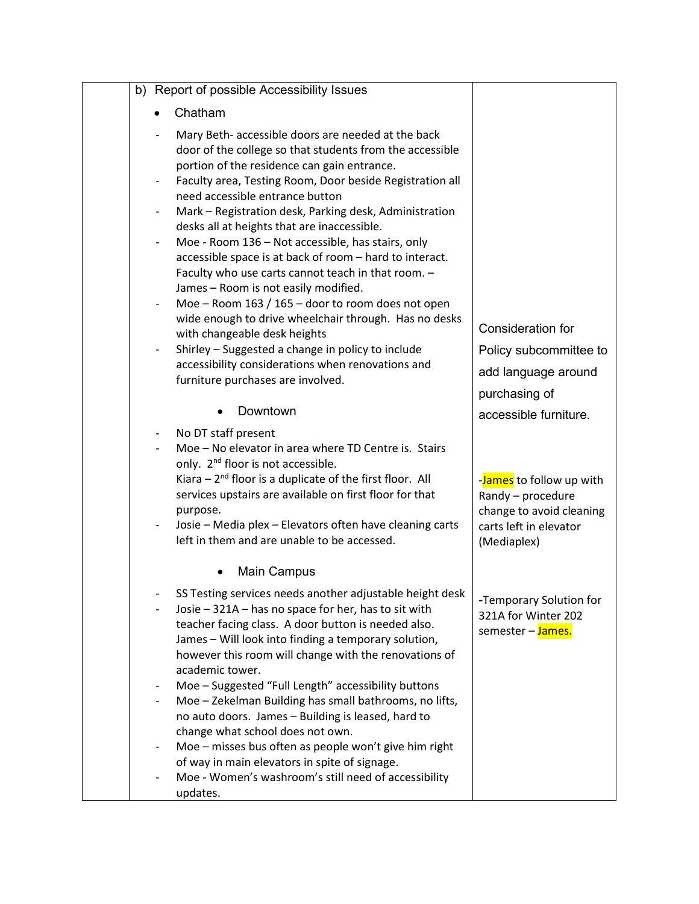| | b) Report of possible Accessibility Issues | |
|---|---|---|
| | • Chatham<br><br>- Mary Beth- accessible doors are needed at the back door of the college so that students from the accessible portion of the residence can gain entrance.<br>- Faculty area, Testing Room, Door beside Registration all need accessible entrance button<br>- Mark – Registration desk, Parking desk, Administration desks all at heights that are inaccessible.<br>- Moe - Room 136 – Not accessible, has stairs, only accessible space is at back of room – hard to interact. Faculty who use carts cannot teach in that room. – James – Room is not easily modified.<br>- Moe – Room 163 / 165 – door to room does not open wide enough to drive wheelchair through. Has no desks with changeable desk heights<br>- Shirley – Suggested a change in policy to include accessibility considerations when renovations and furniture purchases are involved. | Consideration for Policy subcommittee to add language around purchasing of accessible furniture. |
| | • Downtown<br><br>- No DT staff present<br>- Moe – No elevator in area where TD Centre is. Stairs only. 2nd floor is not accessible.<br>Kiara – 2nd floor is a duplicate of the first floor. All services upstairs are available on first floor for that purpose.<br>- Josie – Media plex – Elevators often have cleaning carts left in them and are unable to be accessed. | -James to follow up with Randy – procedure change to avoid cleaning carts left in elevator (Mediaplex) |
| | • Main Campus<br><br>- SS Testing services needs another adjustable height desk<br>- Josie – 321A – has no space for her, has to sit with teacher facing class. A door button is needed also. James – Will look into finding a temporary solution, however this room will change with the renovations of academic tower.<br>- Moe – Suggested "Full Length" accessibility buttons<br>- Moe – Zekelman Building has small bathrooms, no lifts, no auto doors. James – Building is leased, hard to change what school does not own.<br>- Moe – misses bus often as people won't give him right of way in main elevators in spite of signage.<br>- Moe - Women's washroom's still need of accessibility updates. | -Temporary Solution for 321A for Winter 202 semester – James. |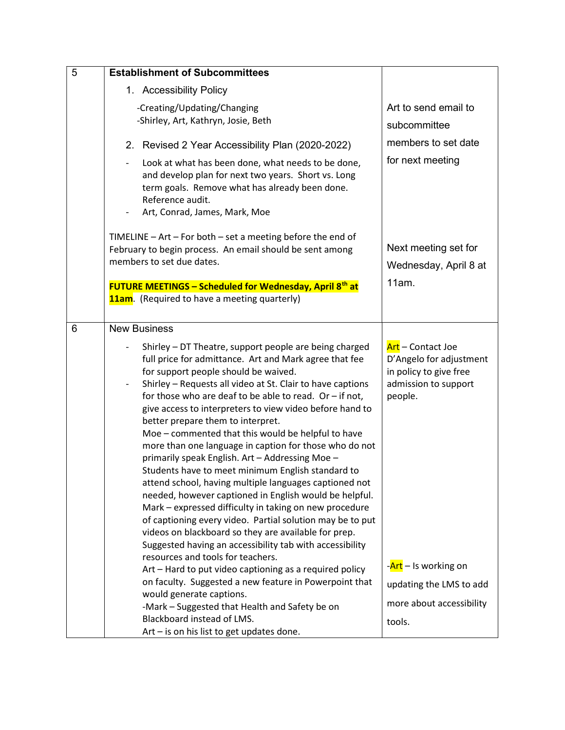| 5 | **Establishment of Subcommittees**<br><br>1. Accessibility Policy<br><br>-Creating/Updating/Changing<br>-Shirley, Art, Kathryn, Josie, Beth<br><br>2. Revised 2 Year Accessibility Plan (2020-2022)<br><br>- Look at what has been done, what needs to be done, and develop plan for next two years. Short vs. Long term goals. Remove what has already been done. Reference audit.<br>- Art, Conrad, James, Mark, Moe<br><br>TIMELINE – Art – For both – set a meeting before the end of February to begin process. An email should be sent among members to set due dates.<br><br>**FUTURE MEETINGS – Scheduled for Wednesday, April 8th at 11am**. (Required to have a meeting quarterly) | Art to send email to subcommittee members to set date for next meeting<br><br>Next meeting set for Wednesday, April 8 at 11am. |
|---|---|---|
| 6 | New Business<br><br>- Shirley – DT Theatre, support people are being charged full price for admittance. Art and Mark agree that fee for support people should be waived.<br>- Shirley – Requests all video at St. Clair to have captions for those who are deaf to be able to read. Or – if not, give access to interpreters to view video before hand to better prepare them to interpret.<br>Moe – commented that this would be helpful to have more than one language in caption for those who do not primarily speak English. Art – Addressing Moe – Students have to meet minimum English standard to attend school, having multiple languages captioned not needed, however captioned in English would be helpful.<br>Mark – expressed difficulty in taking on new procedure of captioning every video. Partial solution may be to put videos on blackboard so they are available for prep. Suggested having an accessibility tab with accessibility resources and tools for teachers.<br>Art – Hard to put video captioning as a required policy on faculty. Suggested a new feature in Powerpoint that would generate captions.<br>-Mark – Suggested that Health and Safety be on Blackboard instead of LMS.<br>Art – is on his list to get updates done. | Art – Contact Joe D'Angelo for adjustment in policy to give free admission to support people.<br><br>-Art – Is working on updating the LMS to add more about accessibility tools. |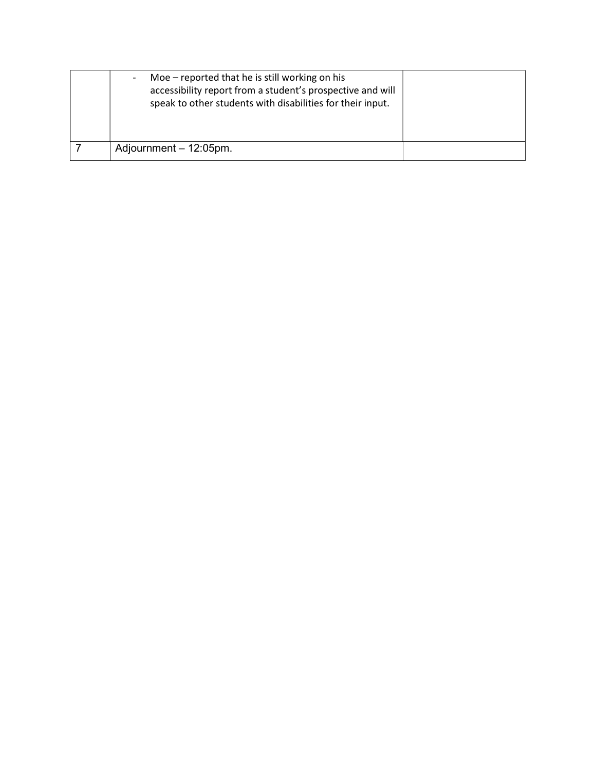| | | |
|---|---|---|
| | - Moe – reported that he is still working on his accessibility report from a student's prospective and will speak to other students with disabilities for their input. | |
| 7 | Adjournment – 12:05pm. | |